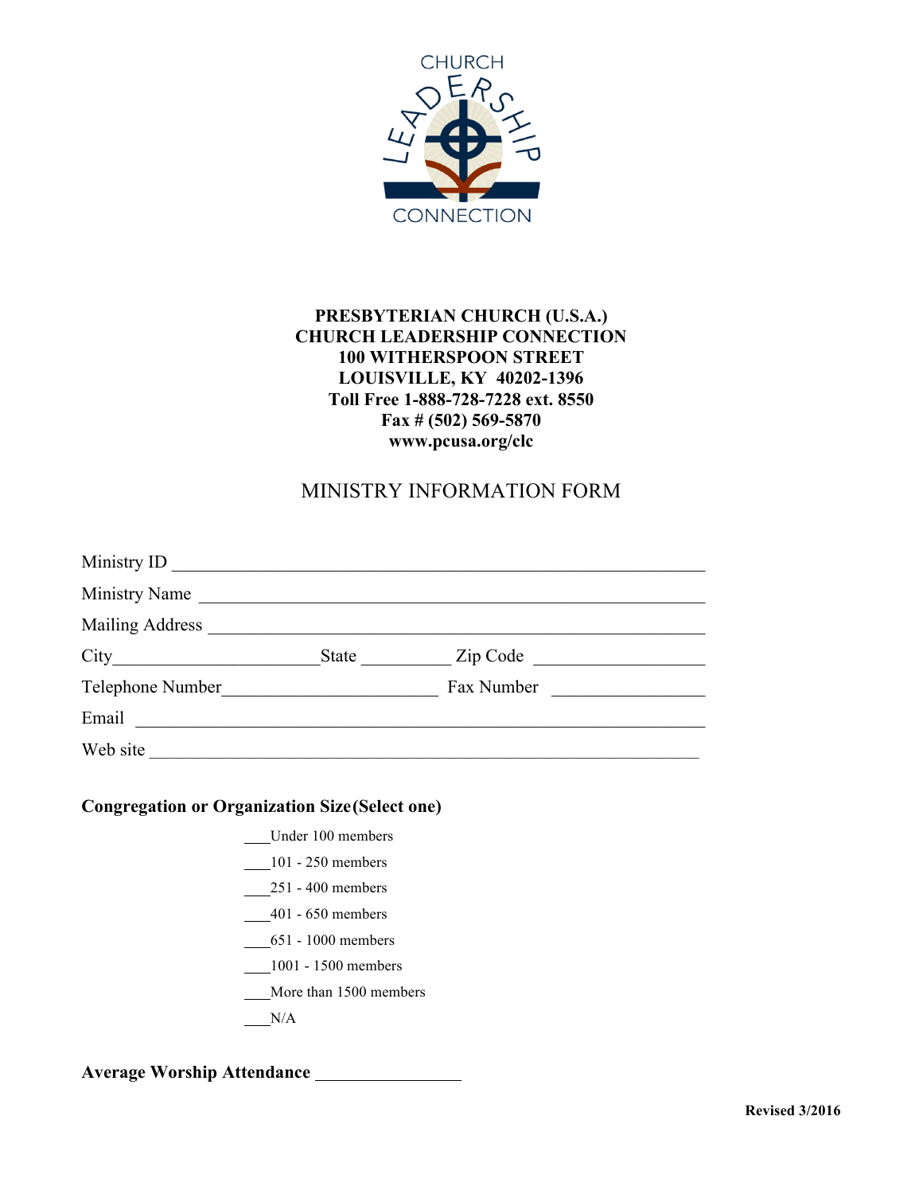CHURCH LEADERSHIP CONNECTION

**PRESBYTERIAN CHURCH (U.S.A.)**
**CHURCH LEADERSHIP CONNECTION**
**100 WITHERSPOON STREET**
**LOUISVILLE, KY 40202-1396**
**Toll Free 1-888-728-7228 ext. 8550**
**Fax # (502) 569-5870**
**www.pcusa.org/clc**

# MINISTRY INFORMATION FORM

Ministry ID ____________________________________________

Ministry Name ____________________________________________

Mailing Address ____________________________________________

City____________________ State __________ Zip Code ________________

Telephone Number____________________ Fax Number ________________

Email ____________________________________________

Web site ____________________________________________

**Congregation or Organization Size (Select one)**

___Under 100 members

___101 - 250 members

___251 - 400 members

___401 - 650 members

___651 - 1000 members

___1001 - 1500 members

___More than 1500 members

___N/A

**Average Worship Attendance** ________________

**Revised 3/2016**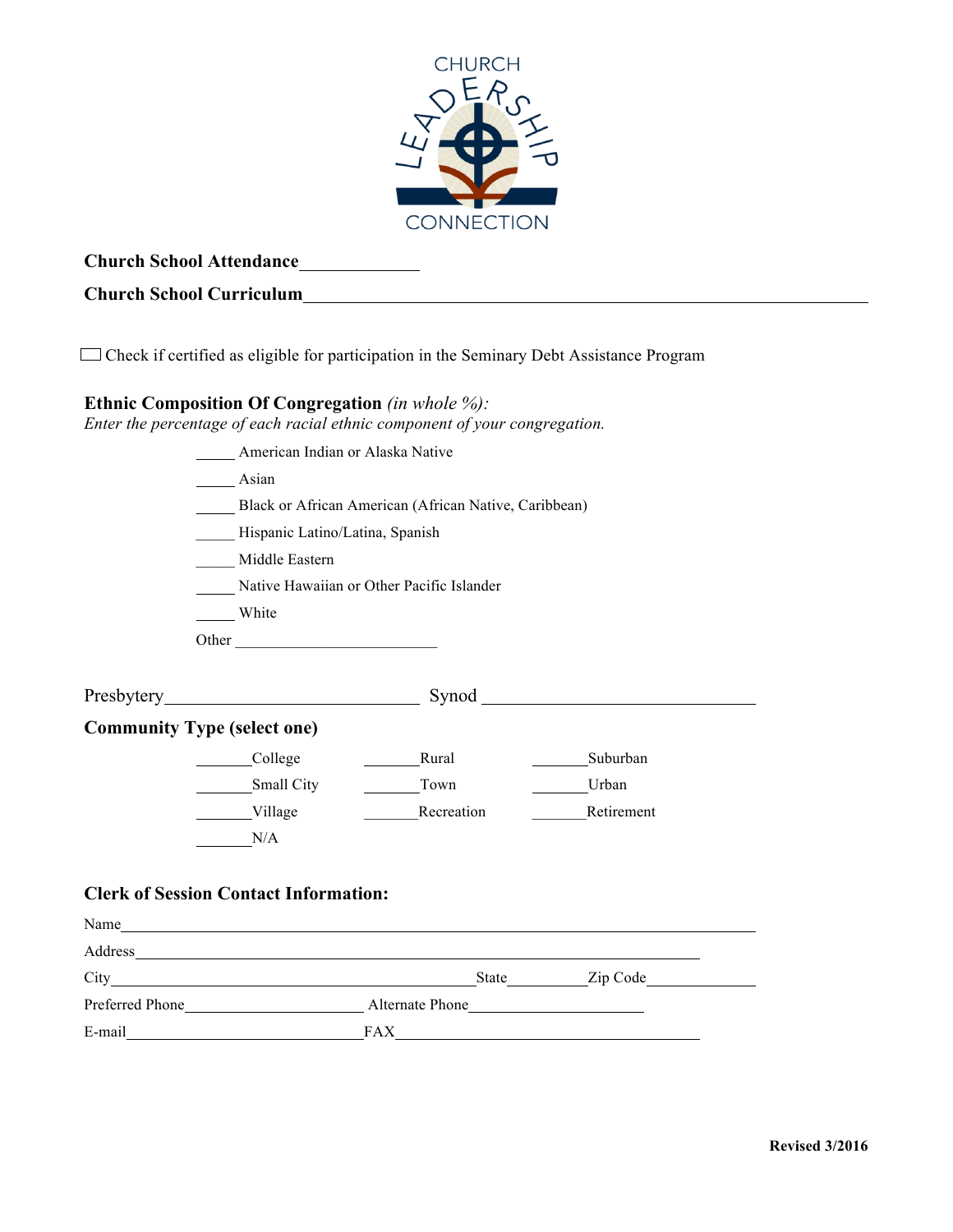**Church School Attendance**_____________

**Church School Curriculum**______________________________________________________________

☐ Check if certified as eligible for participation in the Seminary Debt Assistance Program

**Ethnic Composition Of Congregation** *(in whole %):*
*Enter the percentage of each racial ethnic component of your congregation.*

_____ American Indian or Alaska Native

_____ Asian

_____ Black or African American (African Native, Caribbean)

_____ Hispanic Latino/Latina, Spanish

_____ Middle Eastern

_____ Native Hawaiian or Other Pacific Islander

_____ White

Other _______________________

Presbytery____________________________ Synod ______________________________

**Community Type (select one)**

| | | |
|---|---|---|
| _______College | _______Rural | _______Suburban |
| _______Small City | _______Town | _______Urban |
| _______Village | _______Recreation | _______Retirement |
| _______N/A | | |

**Clerk of Session Contact Information:**

Name______________________________________________________________________

Address_________________________________________________________________

City________________________________________State__________Zip Code____________

Preferred Phone____________________ Alternate Phone____________________

E-mail__________________________FAX__________________________________

Revised 3/2016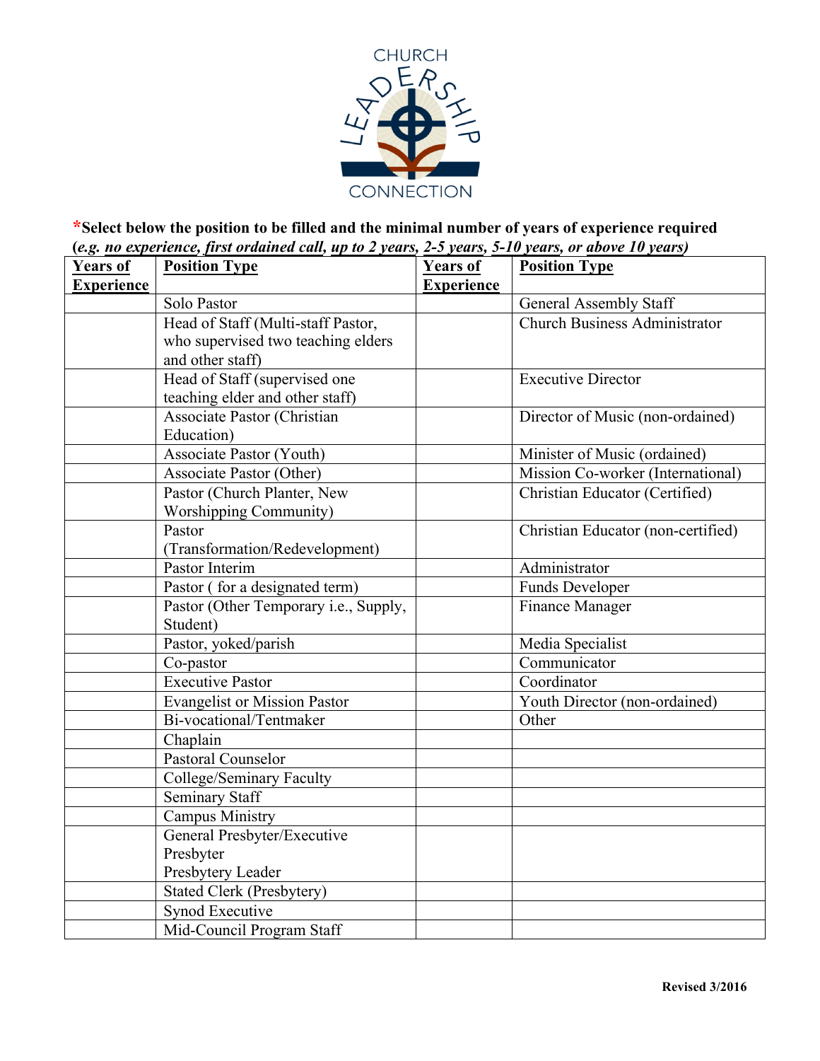CHURCH LEADERSHIP CONNECTION

***Select below the position to be filled and the minimal number of years of experience required**
**(*e.g.* *no experience, first ordained call, up to 2 years, 2-5 years, 5-10 years, or above 10 years)***

| Years of Experience | Position Type | Years of Experience | Position Type |
|---|---|---|---|
| | Solo Pastor | | General Assembly Staff |
| | Head of Staff (Multi-staff Pastor, who supervised two teaching elders and other staff) | | Church Business Administrator |
| | Head of Staff (supervised one teaching elder and other staff) | | Executive Director |
| | Associate Pastor (Christian Education) | | Director of Music (non-ordained) |
| | Associate Pastor (Youth) | | Minister of Music (ordained) |
| | Associate Pastor (Other) | | Mission Co-worker (International) |
| | Pastor (Church Planter, New Worshipping Community) | | Christian Educator (Certified) |
| | Pastor (Transformation/Redevelopment) | | Christian Educator (non-certified) |
| | Pastor Interim | | Administrator |
| | Pastor ( for a designated term) | | Funds Developer |
| | Pastor (Other Temporary i.e., Supply, Student) | | Finance Manager |
| | Pastor, yoked/parish | | Media Specialist |
| | Co-pastor | | Communicator |
| | Executive Pastor | | Coordinator |
| | Evangelist or Mission Pastor | | Youth Director (non-ordained) |
| | Bi-vocational/Tentmaker | | Other |
| | Chaplain | | |
| | Pastoral Counselor | | |
| | College/Seminary Faculty | | |
| | Seminary Staff | | |
| | Campus Ministry | | |
| | General Presbyter/Executive Presbyter Presbytery Leader | | |
| | Stated Clerk (Presbytery) | | |
| | Synod Executive | | |
| | Mid-Council Program Staff | | |

**Revised 3/2016**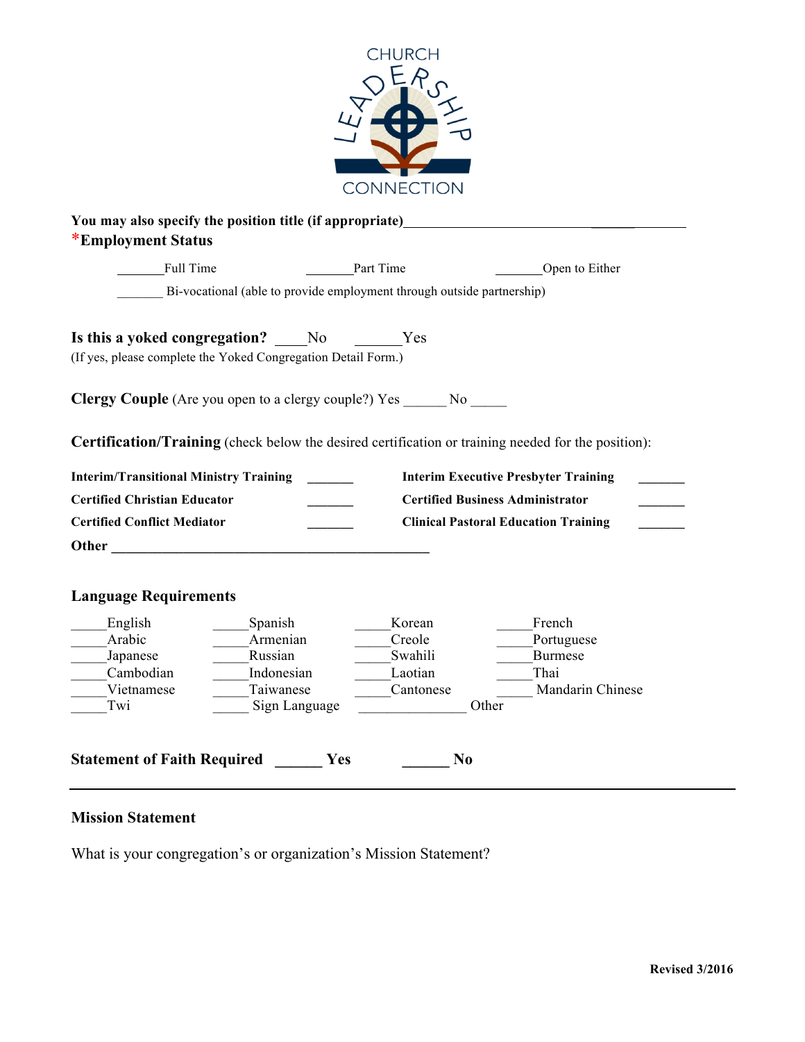CHURCH LEADERSHIP CONNECTION

**You may also specify the position title (if appropriate)**_________________________________________

*__Employment Status__

_______Full Time _______Part Time _______Open to Either

_______ Bi-vocational (able to provide employment through outside partnership)

**Is this a yoked congregation?** ____No ______Yes

(If yes, please complete the Yoked Congregation Detail Form.)

**Clergy Couple** (Are you open to a clergy couple?) Yes ______ No _____

**Certification/Training** (check below the desired certification or training needed for the position):

| | | | |
|---|---|---|---|
| **Interim/Transitional Ministry Training** | _______ | **Interim Executive Presbyter Training** | _______ |
| **Certified Christian Educator** | _______ | **Certified Business Administrator** | _______ |
| **Certified Conflict Mediator** | _______ | **Clinical Pastoral Education Training** | _______ |

**Other** _____________________________________________

**Language Requirements**

| | | | |
|---|---|---|---|
| _____English | _____Spanish | _____Korean | _____French |
| _____Arabic | _____Armenian | _____Creole | _____Portuguese |
| _____Japanese | _____Russian | _____Swahili | _____Burmese |
| _____Cambodian | _____Indonesian | _____Laotian | _____Thai |
| _____Vietnamese | _____Taiwanese | _____Cantonese | _____ Mandarin Chinese |
| _____Twi | _____ Sign Language | _______________ Other | |

**Statement of Faith Required** ______ **Yes** ______ **No**

---

**Mission Statement**

What is your congregation's or organization's Mission Statement?

Revised 3/2016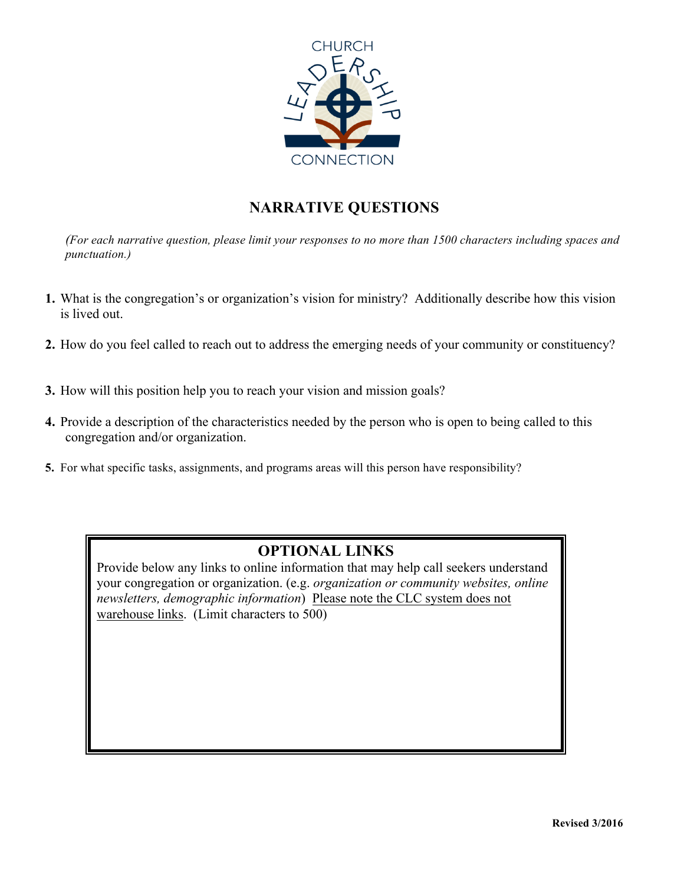CHURCH LEADERSHIP CONNECTION

# NARRATIVE QUESTIONS

*(For each narrative question, please limit your responses to no more than 1500 characters including spaces and punctuation.)*

1. What is the congregation's or organization's vision for ministry? Additionally describe how this vision is lived out.

2. How do you feel called to reach out to address the emerging needs of your community or constituency?

3. How will this position help you to reach your vision and mission goals?

4. Provide a description of the characteristics needed by the person who is open to being called to this congregation and/or organization.

5. For what specific tasks, assignments, and programs areas will this person have responsibility?

## OPTIONAL LINKS

Provide below any links to online information that may help call seekers understand your congregation or organization. (e.g. *organization or community websites, online newsletters, demographic information*) Please note the CLC system does not warehouse links. (Limit characters to 500)

**Revised 3/2016**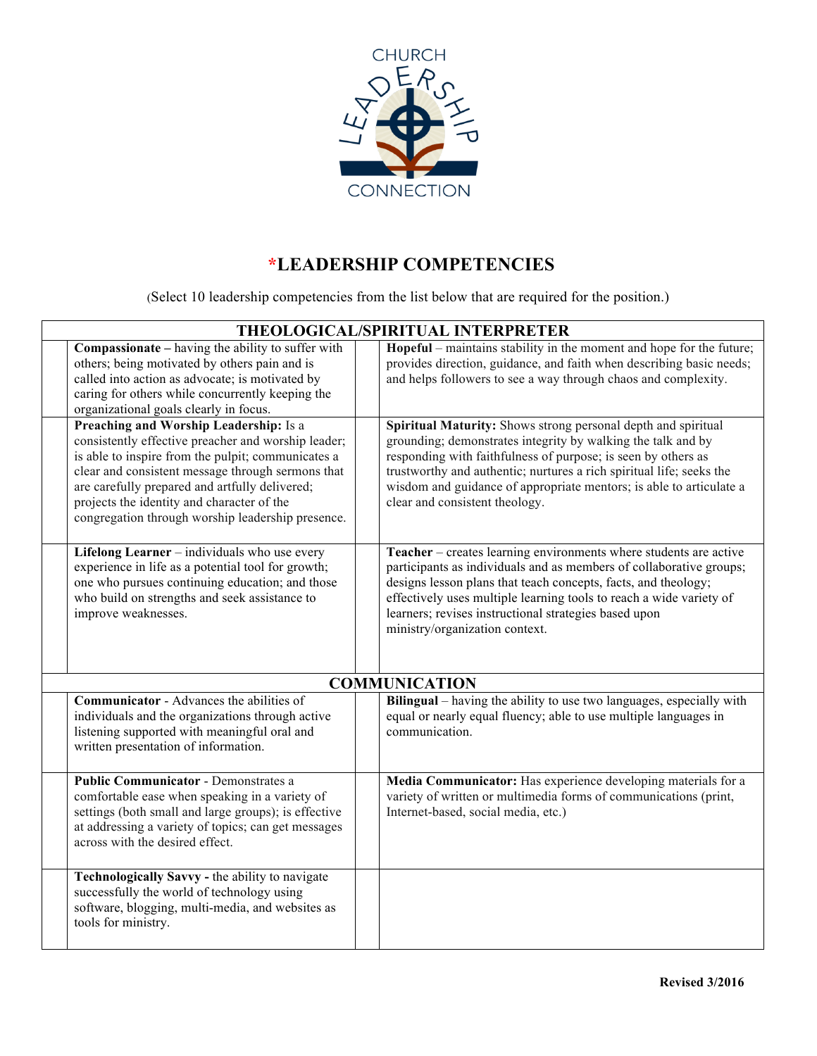# *LEADERSHIP COMPETENCIES

(Select 10 leadership competencies from the list below that are required for the position.)

| | THEOLOGICAL/SPIRITUAL INTERPRETER | | |
|---|---|---|---|
| | **Compassionate –** having the ability to suffer with others; being motivated by others pain and is called into action as advocate; is motivated by caring for others while concurrently keeping the organizational goals clearly in focus. | | **Hopeful** – maintains stability in the moment and hope for the future; provides direction, guidance, and faith when describing basic needs; and helps followers to see a way through chaos and complexity. |
| | **Preaching and Worship Leadership:** Is a consistently effective preacher and worship leader; is able to inspire from the pulpit; communicates a clear and consistent message through sermons that are carefully prepared and artfully delivered; projects the identity and character of the congregation through worship leadership presence. | | **Spiritual Maturity:** Shows strong personal depth and spiritual grounding; demonstrates integrity by walking the talk and by responding with faithfulness of purpose; is seen by others as trustworthy and authentic; nurtures a rich spiritual life; seeks the wisdom and guidance of appropriate mentors; is able to articulate a clear and consistent theology. |
| | **Lifelong Learner** – individuals who use every experience in life as a potential tool for growth; one who pursues continuing education; and those who build on strengths and seek assistance to improve weaknesses. | | **Teacher** – creates learning environments where students are active participants as individuals and as members of collaborative groups; designs lesson plans that teach concepts, facts, and theology; effectively uses multiple learning tools to reach a wide variety of learners; revises instructional strategies based upon ministry/organization context. |
| | **COMMUNICATION** | | |
| | **Communicator** - Advances the abilities of individuals and the organizations through active listening supported with meaningful oral and written presentation of information. | | **Bilingual** – having the ability to use two languages, especially with equal or nearly equal fluency; able to use multiple languages in communication. |
| | **Public Communicator** - Demonstrates a comfortable ease when speaking in a variety of settings (both small and large groups); is effective at addressing a variety of topics; can get messages across with the desired effect. | | **Media Communicator:** Has experience developing materials for a variety of written or multimedia forms of communications (print, Internet-based, social media, etc.) |
| | **Technologically Savvy -** the ability to navigate successfully the world of technology using software, blogging, multi-media, and websites as tools for ministry. | | |

Revised 3/2016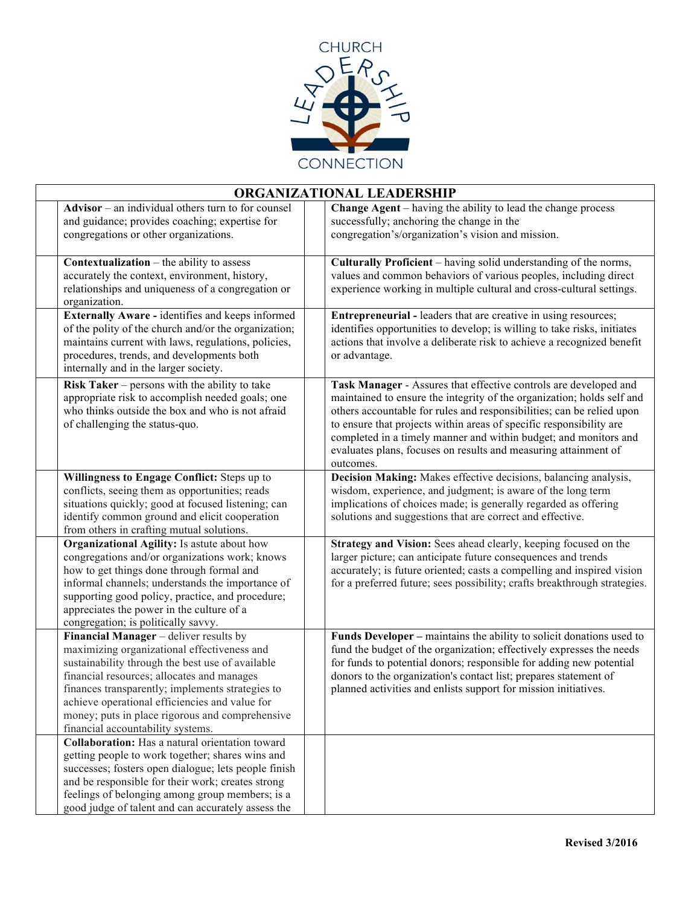CHURCH LEADERSHIP CONNECTION

| ORGANIZATIONAL LEADERSHIP | | | |
|---|---|---|---|
| | **Advisor** – an individual others turn to for counsel and guidance; provides coaching; expertise for congregations or other organizations. | | **Change Agent** – having the ability to lead the change process successfully; anchoring the change in the congregation's/organization's vision and mission. |
| | **Contextualization** – the ability to assess accurately the context, environment, history, relationships and uniqueness of a congregation or organization. | | **Culturally Proficient** – having solid understanding of the norms, values and common behaviors of various peoples, including direct experience working in multiple cultural and cross-cultural settings. |
| | **Externally Aware -** identifies and keeps informed of the polity of the church and/or the organization; maintains current with laws, regulations, policies, procedures, trends, and developments both internally and in the larger society. | | **Entrepreneurial -** leaders that are creative in using resources; identifies opportunities to develop; is willing to take risks, initiates actions that involve a deliberate risk to achieve a recognized benefit or advantage. |
| | **Risk Taker** – persons with the ability to take appropriate risk to accomplish needed goals; one who thinks outside the box and who is not afraid of challenging the status-quo. | | **Task Manager** - Assures that effective controls are developed and maintained to ensure the integrity of the organization; holds self and others accountable for rules and responsibilities; can be relied upon to ensure that projects within areas of specific responsibility are completed in a timely manner and within budget; and monitors and evaluates plans, focuses on results and measuring attainment of outcomes. |
| | **Willingness to Engage Conflict:** Steps up to conflicts, seeing them as opportunities; reads situations quickly; good at focused listening; can identify common ground and elicit cooperation from others in crafting mutual solutions. | | **Decision Making:** Makes effective decisions, balancing analysis, wisdom, experience, and judgment; is aware of the long term implications of choices made; is generally regarded as offering solutions and suggestions that are correct and effective. |
| | **Organizational Agility:** Is astute about how congregations and/or organizations work; knows how to get things done through formal and informal channels; understands the importance of supporting good policy, practice, and procedure; appreciates the power in the culture of a congregation; is politically savvy. | | **Strategy and Vision:** Sees ahead clearly, keeping focused on the larger picture; can anticipate future consequences and trends accurately; is future oriented; casts a compelling and inspired vision for a preferred future; sees possibility; crafts breakthrough strategies. |
| | **Financial Manager** – deliver results by maximizing organizational effectiveness and sustainability through the best use of available financial resources; allocates and manages finances transparently; implements strategies to achieve operational efficiencies and value for money; puts in place rigorous and comprehensive financial accountability systems. | | **Funds Developer –** maintains the ability to solicit donations used to fund the budget of the organization; effectively expresses the needs for funds to potential donors; responsible for adding new potential donors to the organization's contact list; prepares statement of planned activities and enlists support for mission initiatives. |
| | **Collaboration:** Has a natural orientation toward getting people to work together; shares wins and successes; fosters open dialogue; lets people finish and be responsible for their work; creates strong feelings of belonging among group members; is a good judge of talent and can accurately assess the | | |

Revised 3/2016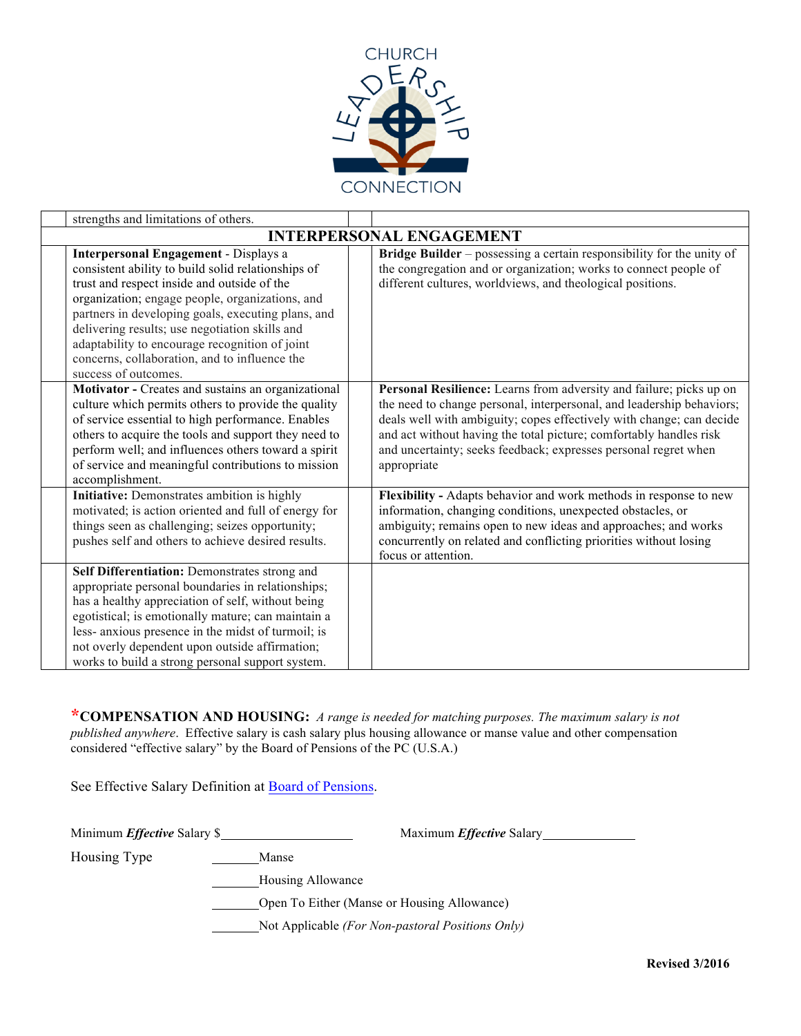| | | | |
|---|---|---|---|
| | strengths and limitations of others. | | |
| **INTERPERSONAL ENGAGEMENT** | | | |
| | **Interpersonal Engagement** - Displays a consistent ability to build solid relationships of trust and respect inside and outside of the organization; engage people, organizations, and partners in developing goals, executing plans, and delivering results; use negotiation skills and adaptability to encourage recognition of joint concerns, collaboration, and to influence the success of outcomes. | | **Bridge Builder** – possessing a certain responsibility for the unity of the congregation and or organization; works to connect people of different cultures, worldviews, and theological positions. |
| | **Motivator -** Creates and sustains an organizational culture which permits others to provide the quality of service essential to high performance. Enables others to acquire the tools and support they need to perform well; and influences others toward a spirit of service and meaningful contributions to mission accomplishment. | | **Personal Resilience:** Learns from adversity and failure; picks up on the need to change personal, interpersonal, and leadership behaviors; deals well with ambiguity; copes effectively with change; can decide and act without having the total picture; comfortably handles risk and uncertainty; seeks feedback; expresses personal regret when appropriate |
| | **Initiative:** Demonstrates ambition is highly motivated; is action oriented and full of energy for things seen as challenging; seizes opportunity; pushes self and others to achieve desired results. | | **Flexibility -** Adapts behavior and work methods in response to new information, changing conditions, unexpected obstacles, or ambiguity; remains open to new ideas and approaches; and works concurrently on related and conflicting priorities without losing focus or attention. |
| | **Self Differentiation:** Demonstrates strong and appropriate personal boundaries in relationships; has a healthy appreciation of self, without being egotistical; is emotionally mature; can maintain a less- anxious presence in the midst of turmoil; is not overly dependent upon outside affirmation; works to build a strong personal support system. | | |

***COMPENSATION AND HOUSING:** *A range is needed for matching purposes. The maximum salary is not published anywhere*. Effective salary is cash salary plus housing allowance or manse value and other compensation considered "effective salary" by the Board of Pensions of the PC (U.S.A.)

See Effective Salary Definition at [Board of Pensions](Board of Pensions).

Minimum ***Effective*** Salary $____________________ Maximum ***Effective*** Salary______________

Housing Type

_______Manse

_______Housing Allowance

_______Open To Either (Manse or Housing Allowance)

_______Not Applicable *(For Non-pastoral Positions Only)*

**Revised 3/2016**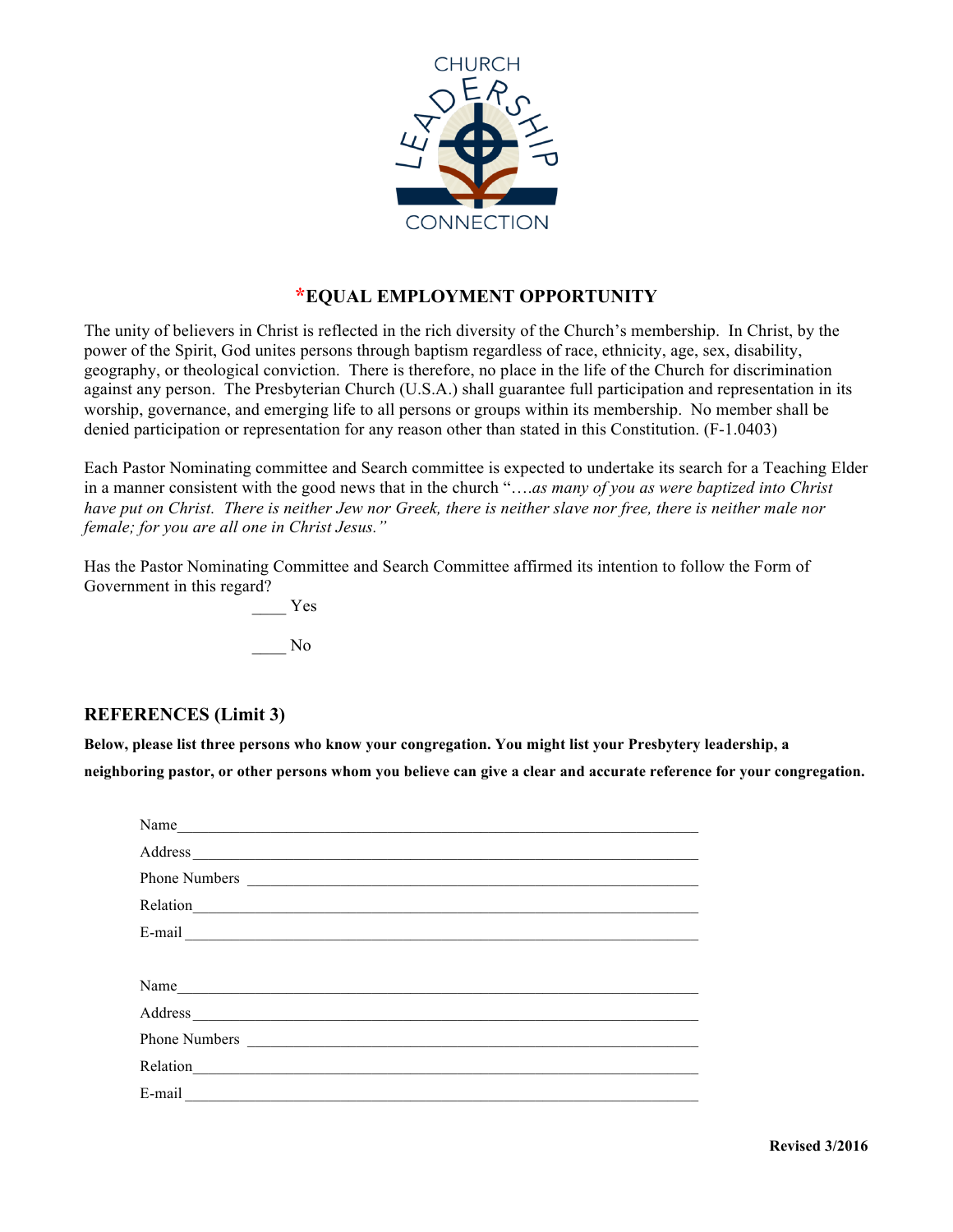# *EQUAL EMPLOYMENT OPPORTUNITY

The unity of believers in Christ is reflected in the rich diversity of the Church's membership. In Christ, by the power of the Spirit, God unites persons through baptism regardless of race, ethnicity, age, sex, disability, geography, or theological conviction. There is therefore, no place in the life of the Church for discrimination against any person. The Presbyterian Church (U.S.A.) shall guarantee full participation and representation in its worship, governance, and emerging life to all persons or groups within its membership. No member shall be denied participation or representation for any reason other than stated in this Constitution. (F-1.0403)

Each Pastor Nominating committee and Search committee is expected to undertake its search for a Teaching Elder in a manner consistent with the good news that in the church "*….as many of you as were baptized into Christ have put on Christ. There is neither Jew nor Greek, there is neither slave nor free, there is neither male nor female; for you are all one in Christ Jesus."*

Has the Pastor Nominating Committee and Search Committee affirmed its intention to follow the Form of Government in this regard?

____ Yes

____ No

## REFERENCES (Limit 3)

**Below, please list three persons who know your congregation. You might list your Presbytery leadership, a neighboring pastor, or other persons whom you believe can give a clear and accurate reference for your congregation.**

Name________________________________________________________________

Address______________________________________________________________

Phone Numbers _______________________________________________________

Relation______________________________________________________________

E-mail _______________________________________________________________

Name________________________________________________________________

Address______________________________________________________________

Phone Numbers _______________________________________________________

Relation______________________________________________________________

E-mail _______________________________________________________________

**Revised 3/2016**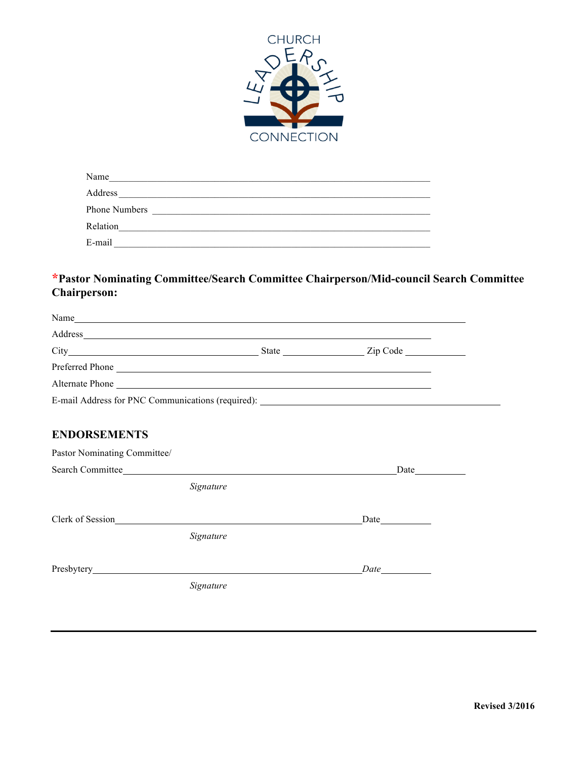CHURCH LEADERSHIP CONNECTION

Name\_\_\_\_\_\_\_\_\_\_\_\_\_\_\_\_\_\_\_\_\_\_\_\_\_\_\_\_\_\_\_\_\_\_\_\_\_\_\_\_\_\_\_\_\_\_\_\_\_\_\_\_\_\_\_\_\_\_\_\_

Address\_\_\_\_\_\_\_\_\_\_\_\_\_\_\_\_\_\_\_\_\_\_\_\_\_\_\_\_\_\_\_\_\_\_\_\_\_\_\_\_\_\_\_\_\_\_\_\_\_\_\_\_\_\_\_\_\_\_

Phone Numbers \_\_\_\_\_\_\_\_\_\_\_\_\_\_\_\_\_\_\_\_\_\_\_\_\_\_\_\_\_\_\_\_\_\_\_\_\_\_\_\_\_\_\_\_\_\_\_\_\_\_\_\_

Relation\_\_\_\_\_\_\_\_\_\_\_\_\_\_\_\_\_\_\_\_\_\_\_\_\_\_\_\_\_\_\_\_\_\_\_\_\_\_\_\_\_\_\_\_\_\_\_\_\_\_\_\_\_\_\_\_\_\_

E-mail \_\_\_\_\_\_\_\_\_\_\_\_\_\_\_\_\_\_\_\_\_\_\_\_\_\_\_\_\_\_\_\_\_\_\_\_\_\_\_\_\_\_\_\_\_\_\_\_\_\_\_\_\_\_\_\_\_\_\_

### *Pastor Nominating Committee/Search Committee Chairperson/Mid-council Search Committee Chairperson:

Name\_\_\_\_\_\_\_\_\_\_\_\_\_\_\_\_\_\_\_\_\_\_\_\_\_\_\_\_\_\_\_\_\_\_\_\_\_\_\_\_\_\_\_\_\_\_\_\_\_\_\_\_\_\_\_\_\_\_\_\_\_\_\_\_\_\_

Address\_\_\_\_\_\_\_\_\_\_\_\_\_\_\_\_\_\_\_\_\_\_\_\_\_\_\_\_\_\_\_\_\_\_\_\_\_\_\_\_\_\_\_\_\_\_\_\_\_\_\_\_\_\_\_\_\_\_\_

City\_\_\_\_\_\_\_\_\_\_\_\_\_\_\_\_\_\_\_\_\_\_\_\_\_\_\_\_\_\_\_\_ State \_\_\_\_\_\_\_\_\_\_\_\_\_\_ Zip Code \_\_\_\_\_\_\_\_\_\_\_

Preferred Phone \_\_\_\_\_\_\_\_\_\_\_\_\_\_\_\_\_\_\_\_\_\_\_\_\_\_\_\_\_\_\_\_\_\_\_\_\_\_\_\_\_\_\_\_\_\_\_\_\_\_\_\_\_

Alternate Phone \_\_\_\_\_\_\_\_\_\_\_\_\_\_\_\_\_\_\_\_\_\_\_\_\_\_\_\_\_\_\_\_\_\_\_\_\_\_\_\_\_\_\_\_\_\_\_\_\_\_\_\_\_

E-mail Address for PNC Communications (required): \_\_\_\_\_\_\_\_\_\_\_\_\_\_\_\_\_\_\_\_\_\_\_\_\_\_\_\_\_\_\_\_\_\_\_\_\_\_\_\_

### ENDORSEMENTS

Pastor Nominating Committee/

Search Committee\_\_\_\_\_\_\_\_\_\_\_\_\_\_\_\_\_\_\_\_\_\_\_\_\_\_\_\_\_\_\_\_\_\_\_\_\_\_\_\_\_\_\_\_\_\_\_\_Date\_\_\_\_\_\_\_\_\_

*Signature*

Clerk of Session\_\_\_\_\_\_\_\_\_\_\_\_\_\_\_\_\_\_\_\_\_\_\_\_\_\_\_\_\_\_\_\_\_\_\_\_\_\_\_\_\_\_\_\_Date\_\_\_\_\_\_\_\_\_

*Signature*

Presbytery\_\_\_\_\_\_\_\_\_\_\_\_\_\_\_\_\_\_\_\_\_\_\_\_\_\_\_\_\_\_\_\_\_\_\_\_\_\_\_\_\_\_\_\_\_\_\_\_*Date*\_\_\_\_\_\_\_\_\_

*Signature*

---

**Revised 3/2016**